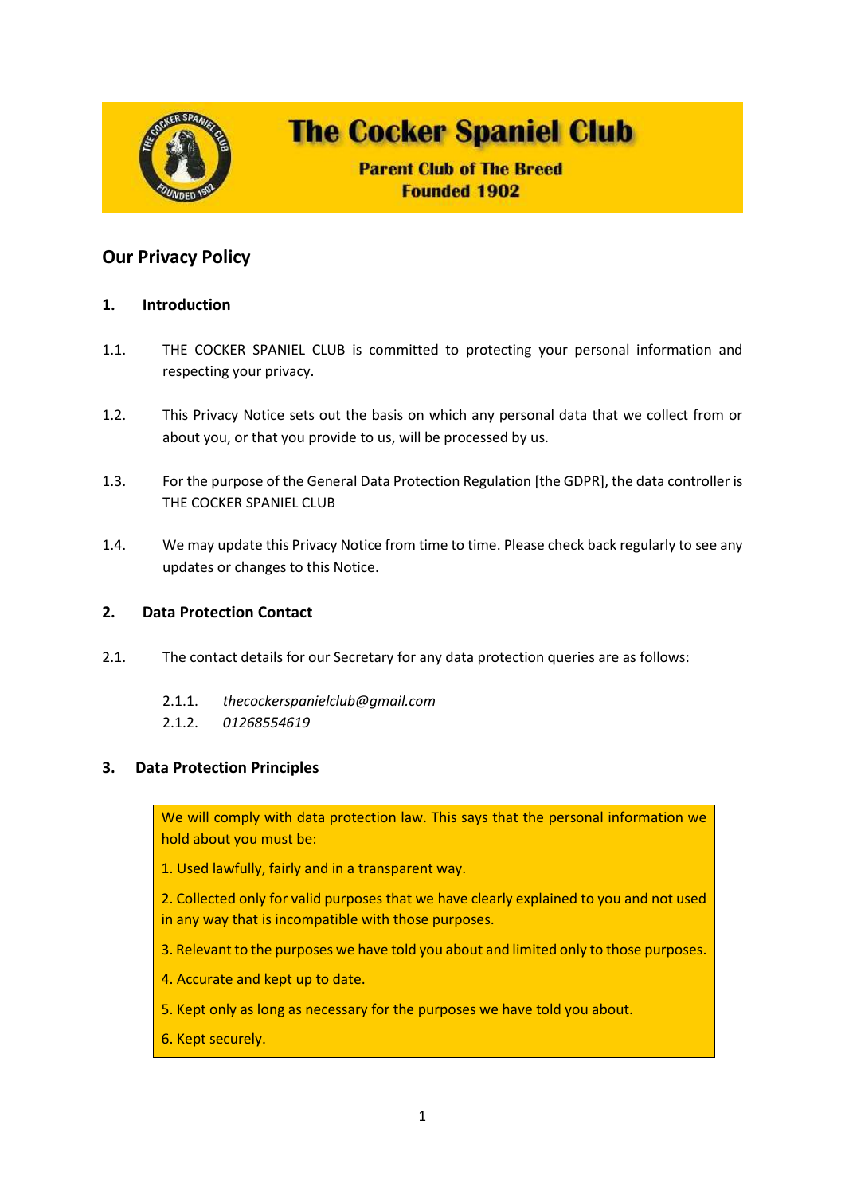# The Cocker Spaniel Club

**Parent Club of The Breed**
**Founded 1902**

## Our Privacy Policy

### 1. Introduction

1.1. THE COCKER SPANIEL CLUB is committed to protecting your personal information and respecting your privacy.

1.2. This Privacy Notice sets out the basis on which any personal data that we collect from or about you, or that you provide to us, will be processed by us.

1.3. For the purpose of the General Data Protection Regulation [the GDPR], the data controller is THE COCKER SPANIEL CLUB

1.4. We may update this Privacy Notice from time to time. Please check back regularly to see any updates or changes to this Notice.

### 2. Data Protection Contact

2.1. The contact details for our Secretary for any data protection queries are as follows:

2.1.1. *thecockerspanielclub@gmail.com*
2.1.2. *01268554619*

### 3. Data Protection Principles

> We will comply with data protection law. This says that the personal information we hold about you must be:
>
> 1. Used lawfully, fairly and in a transparent way.
>
> 2. Collected only for valid purposes that we have clearly explained to you and not used in any way that is incompatible with those purposes.
>
> 3. Relevant to the purposes we have told you about and limited only to those purposes.
>
> 4. Accurate and kept up to date.
>
> 5. Kept only as long as necessary for the purposes we have told you about.
>
> 6. Kept securely.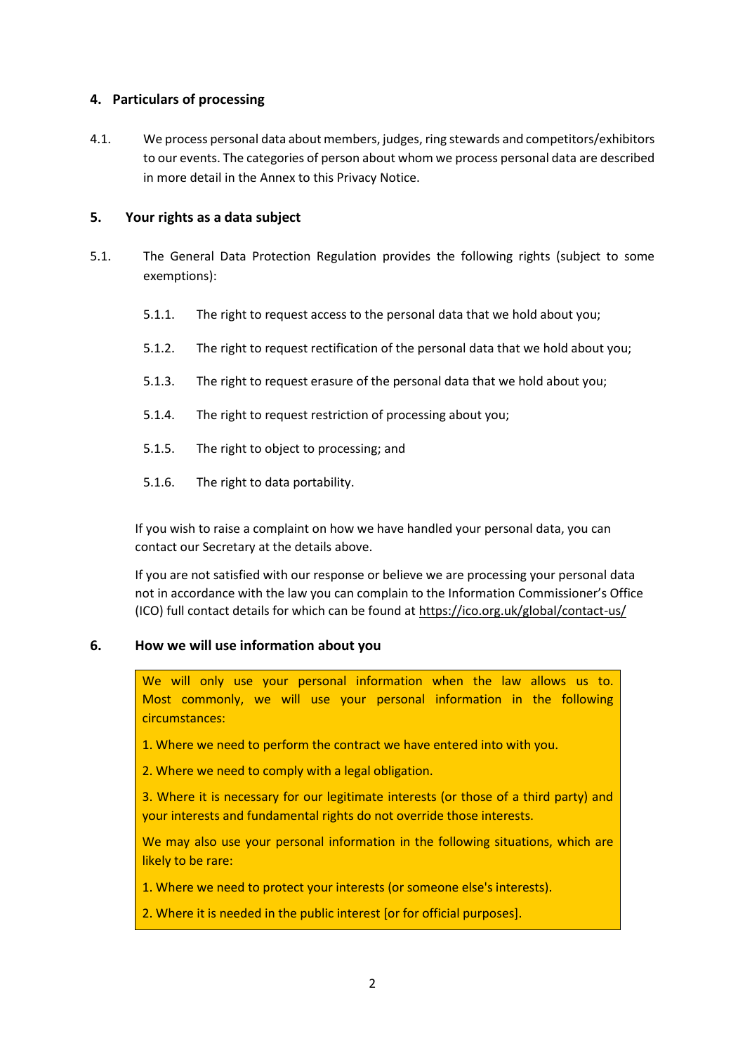## 4. Particulars of processing

4.1. We process personal data about members, judges, ring stewards and competitors/exhibitors to our events. The categories of person about whom we process personal data are described in more detail in the Annex to this Privacy Notice.

## 5. Your rights as a data subject

5.1. The General Data Protection Regulation provides the following rights (subject to some exemptions):

5.1.1. The right to request access to the personal data that we hold about you;

5.1.2. The right to request rectification of the personal data that we hold about you;

5.1.3. The right to request erasure of the personal data that we hold about you;

5.1.4. The right to request restriction of processing about you;

5.1.5. The right to object to processing; and

5.1.6. The right to data portability.

If you wish to raise a complaint on how we have handled your personal data, you can contact our Secretary at the details above.

If you are not satisfied with our response or believe we are processing your personal data not in accordance with the law you can complain to the Information Commissioner's Office (ICO) full contact details for which can be found at https://ico.org.uk/global/contact-us/

## 6. How we will use information about you

We will only use your personal information when the law allows us to. Most commonly, we will use your personal information in the following circumstances:

1. Where we need to perform the contract we have entered into with you.

2. Where we need to comply with a legal obligation.

3. Where it is necessary for our legitimate interests (or those of a third party) and your interests and fundamental rights do not override those interests.

We may also use your personal information in the following situations, which are likely to be rare:

1. Where we need to protect your interests (or someone else's interests).

2. Where it is needed in the public interest [or for official purposes].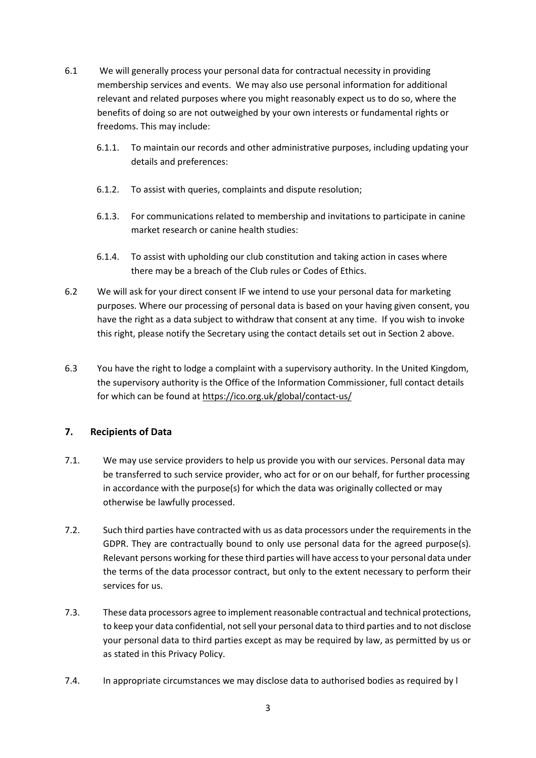6.1 We will generally process your personal data for contractual necessity in providing membership services and events. We may also use personal information for additional relevant and related purposes where you might reasonably expect us to do so, where the benefits of doing so are not outweighed by your own interests or fundamental rights or freedoms. This may include:

6.1.1. To maintain our records and other administrative purposes, including updating your details and preferences:

6.1.2. To assist with queries, complaints and dispute resolution;

6.1.3. For communications related to membership and invitations to participate in canine market research or canine health studies:

6.1.4. To assist with upholding our club constitution and taking action in cases where there may be a breach of the Club rules or Codes of Ethics.

6.2 We will ask for your direct consent IF we intend to use your personal data for marketing purposes. Where our processing of personal data is based on your having given consent, you have the right as a data subject to withdraw that consent at any time. If you wish to invoke this right, please notify the Secretary using the contact details set out in Section 2 above.

6.3 You have the right to lodge a complaint with a supervisory authority. In the United Kingdom, the supervisory authority is the Office of the Information Commissioner, full contact details for which can be found at https://ico.org.uk/global/contact-us/

## 7. Recipients of Data

7.1. We may use service providers to help us provide you with our services. Personal data may be transferred to such service provider, who act for or on our behalf, for further processing in accordance with the purpose(s) for which the data was originally collected or may otherwise be lawfully processed.

7.2. Such third parties have contracted with us as data processors under the requirements in the GDPR. They are contractually bound to only use personal data for the agreed purpose(s). Relevant persons working for these third parties will have access to your personal data under the terms of the data processor contract, but only to the extent necessary to perform their services for us.

7.3. These data processors agree to implement reasonable contractual and technical protections, to keep your data confidential, not sell your personal data to third parties and to not disclose your personal data to third parties except as may be required by law, as permitted by us or as stated in this Privacy Policy.

7.4. In appropriate circumstances we may disclose data to authorised bodies as required by l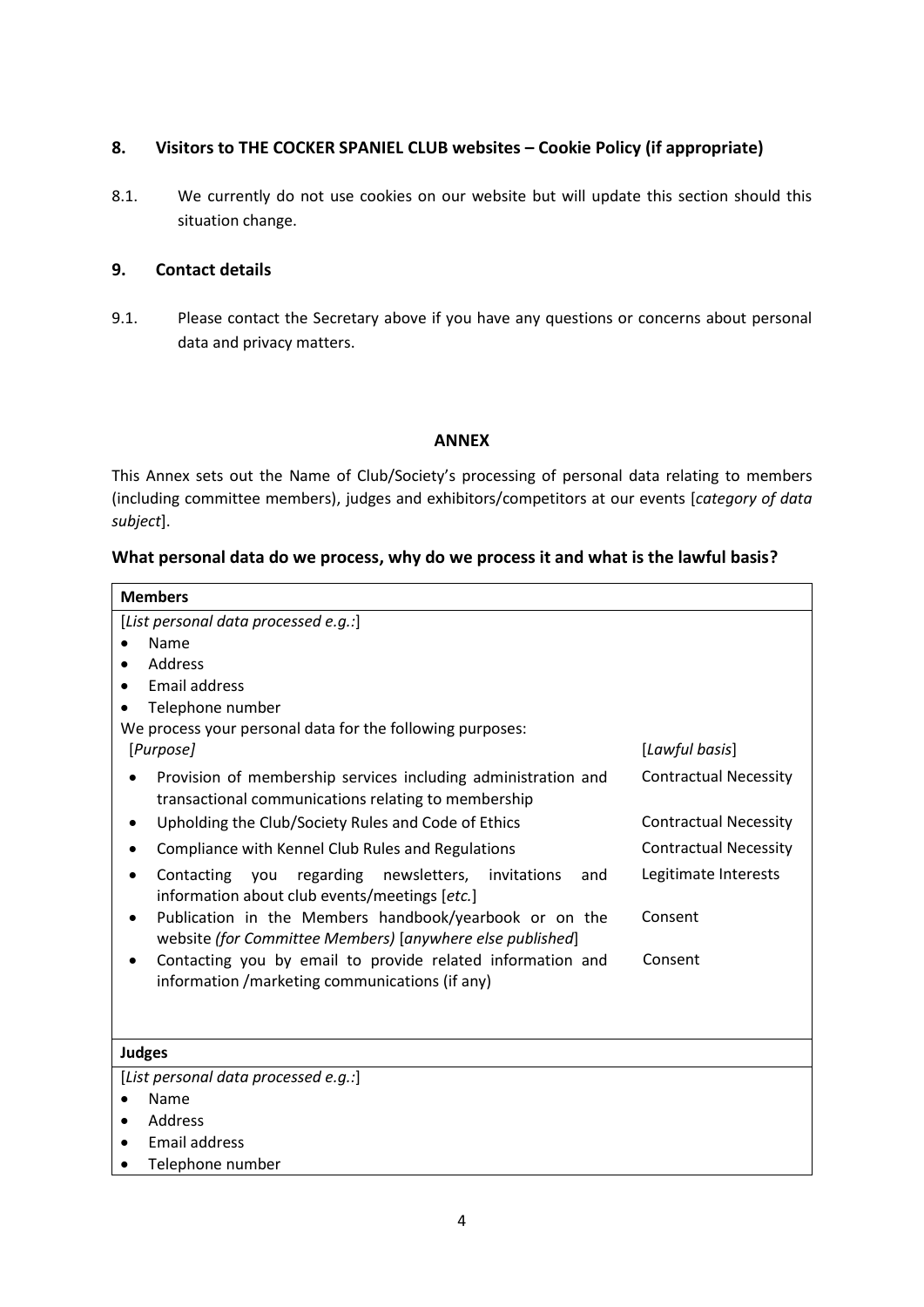## 8. Visitors to THE COCKER SPANIEL CLUB websites – Cookie Policy (if appropriate)

8.1. We currently do not use cookies on our website but will update this section should this situation change.

## 9. Contact details

9.1. Please contact the Secretary above if you have any questions or concerns about personal data and privacy matters.

## ANNEX

This Annex sets out the Name of Club/Society's processing of personal data relating to members (including committee members), judges and exhibitors/competitors at our events [*category of data subject*].

### What personal data do we process, why do we process it and what is the lawful basis?

| **Members** | |
|---|---|
| [*List personal data processed e.g.:*]<br>• Name<br>• Address<br>• Email address<br>• Telephone number<br>We process your personal data for the following purposes: | |
| [*Purpose]* | [*Lawful basis*] |
| • Provision of membership services including administration and transactional communications relating to membership | Contractual Necessity |
| • Upholding the Club/Society Rules and Code of Ethics | Contractual Necessity |
| • Compliance with Kennel Club Rules and Regulations | Contractual Necessity |
| • Contacting you regarding newsletters, invitations and information about club events/meetings [*etc.*] | Legitimate Interests |
| • Publication in the Members handbook/yearbook or on the website *(for Committee Members)* [*anywhere else published*] | Consent |
| • Contacting you by email to provide related information and information /marketing communications (if any) | Consent |

| **Judges** |
|---|
| [*List personal data processed e.g.:*]<br>• Name<br>• Address<br>• Email address<br>• Telephone number |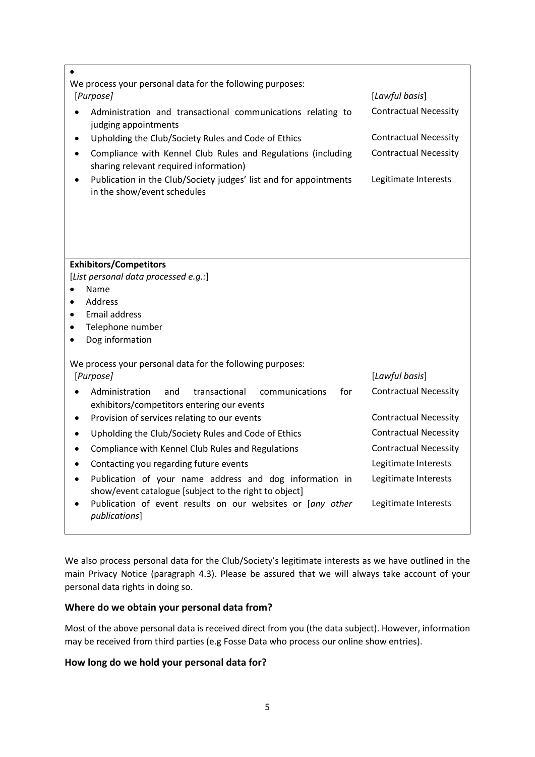- 

We process your personal data for the following purposes:

| [*Purpose*] | [*Lawful basis*] |
|---|---|
| Administration and transactional communications relating to judging appointments | Contractual Necessity |
| Upholding the Club/Society Rules and Code of Ethics | Contractual Necessity |
| Compliance with Kennel Club Rules and Regulations (including sharing relevant required information) | Contractual Necessity |
| Publication in the Club/Society judges' list and for appointments in the show/event schedules | Legitimate Interests |

**Exhibitors/Competitors**

[*List personal data processed e.g.:*]

- Name
- Address
- Email address
- Telephone number
- Dog information

We process your personal data for the following purposes:

| [*Purpose*] | [*Lawful basis*] |
|---|---|
| Administration and transactional communications for exhibitors/competitors entering our events | Contractual Necessity |
| Provision of services relating to our events | Contractual Necessity |
| Upholding the Club/Society Rules and Code of Ethics | Contractual Necessity |
| Compliance with Kennel Club Rules and Regulations | Contractual Necessity |
| Contacting you regarding future events | Legitimate Interests |
| Publication of your name address and dog information in show/event catalogue [subject to the right to object] | Legitimate Interests |
| Publication of event results on our websites or [*any other publications*] | Legitimate Interests |

We also process personal data for the Club/Society's legitimate interests as we have outlined in the main Privacy Notice (paragraph 4.3). Please be assured that we will always take account of your personal data rights in doing so.

### Where do we obtain your personal data from?

Most of the above personal data is received direct from you (the data subject). However, information may be received from third parties (e.g Fosse Data who process our online show entries).

### How long do we hold your personal data for?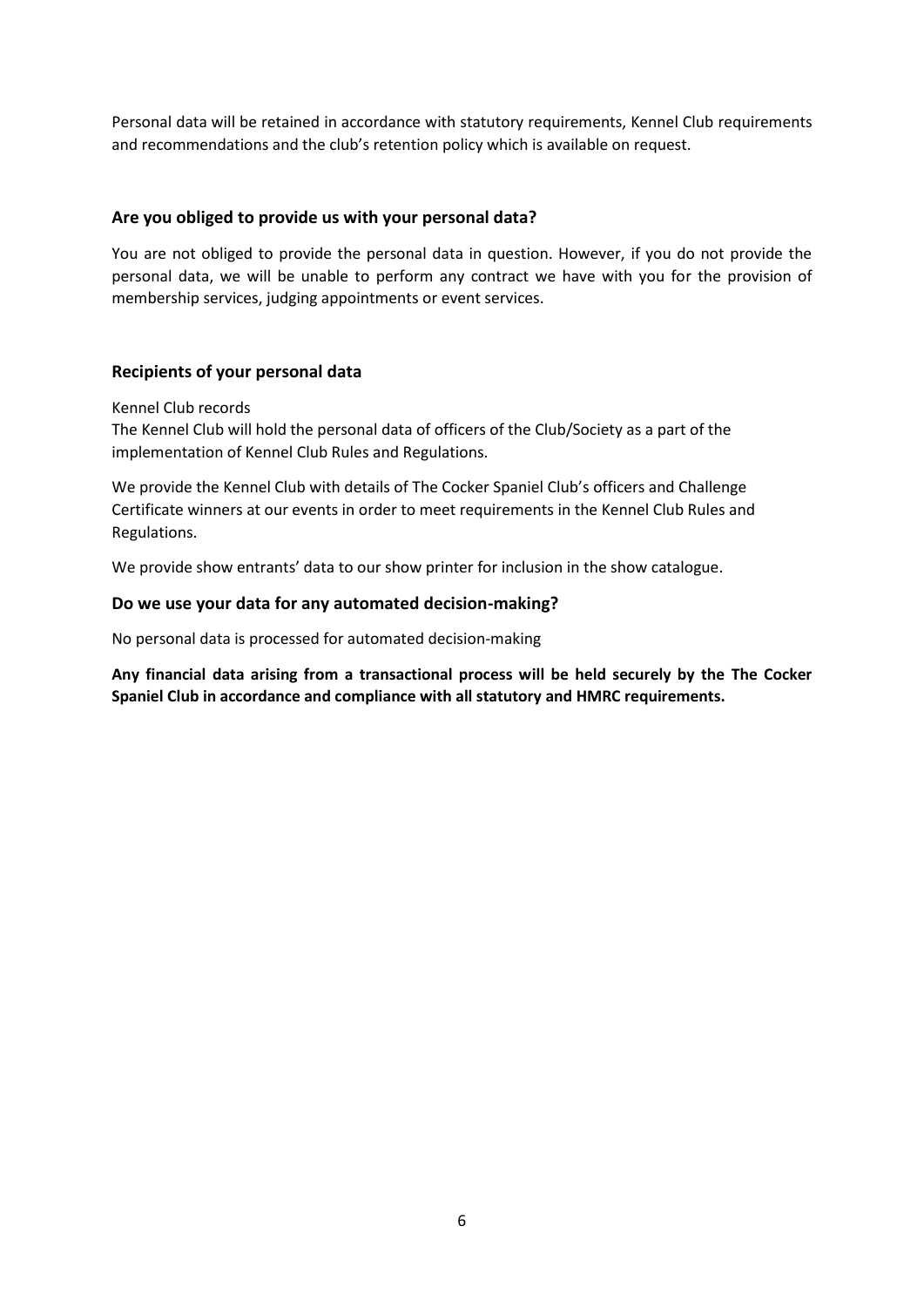Personal data will be retained in accordance with statutory requirements, Kennel Club requirements and recommendations and the club's retention policy which is available on request.

## Are you obliged to provide us with your personal data?

You are not obliged to provide the personal data in question. However, if you do not provide the personal data, we will be unable to perform any contract we have with you for the provision of membership services, judging appointments or event services.

## Recipients of your personal data

Kennel Club records
The Kennel Club will hold the personal data of officers of the Club/Society as a part of the implementation of Kennel Club Rules and Regulations.

We provide the Kennel Club with details of The Cocker Spaniel Club's officers and Challenge Certificate winners at our events in order to meet requirements in the Kennel Club Rules and Regulations.

We provide show entrants' data to our show printer for inclusion in the show catalogue.

## Do we use your data for any automated decision-making?

No personal data is processed for automated decision-making

**Any financial data arising from a transactional process will be held securely by the The Cocker Spaniel Club in accordance and compliance with all statutory and HMRC requirements.**